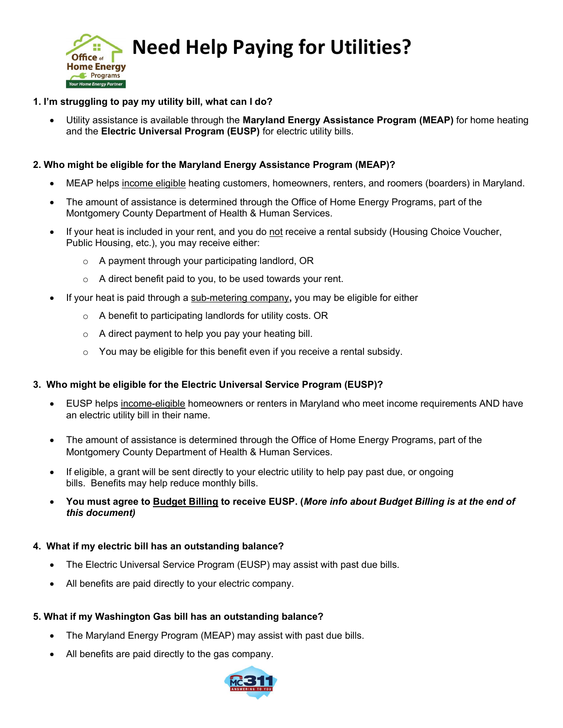# Need Help Paying for Utilities?

**1. I'm struggling to pay my utility bill, what can I do?**

- Utility assistance is available through the **Maryland Energy Assistance Program (MEAP)** for home heating and the **Electric Universal Program (EUSP)** for electric utility bills.

**2. Who might be eligible for the Maryland Energy Assistance Program (MEAP)?**

- MEAP helps income eligible heating customers, homeowners, renters, and roomers (boarders) in Maryland.
- The amount of assistance is determined through the Office of Home Energy Programs, part of the Montgomery County Department of Health & Human Services.
- If your heat is included in your rent, and you do not receive a rental subsidy (Housing Choice Voucher, Public Housing, etc.), you may receive either:
  - A payment through your participating landlord, OR
  - A direct benefit paid to you, to be used towards your rent.
- If your heat is paid through a sub-metering company**,** you may be eligible for either
  - A benefit to participating landlords for utility costs. OR
  - A direct payment to help you pay your heating bill.
  - You may be eligible for this benefit even if you receive a rental subsidy.

**3. Who might be eligible for the Electric Universal Service Program (EUSP)?**

- EUSP helps income-eligible homeowners or renters in Maryland who meet income requirements AND have an electric utility bill in their name.
- The amount of assistance is determined through the Office of Home Energy Programs, part of the Montgomery County Department of Health & Human Services.
- If eligible, a grant will be sent directly to your electric utility to help pay past due, or ongoing bills. Benefits may help reduce monthly bills.
- **You must agree to Budget Billing to receive EUSP. (*More info about Budget Billing is at the end of this document)***

**4. What if my electric bill has an outstanding balance?**

- The Electric Universal Service Program (EUSP) may assist with past due bills.
- All benefits are paid directly to your electric company.

**5. What if my Washington Gas bill has an outstanding balance?**

- The Maryland Energy Program (MEAP) may assist with past due bills.
- All benefits are paid directly to the gas company.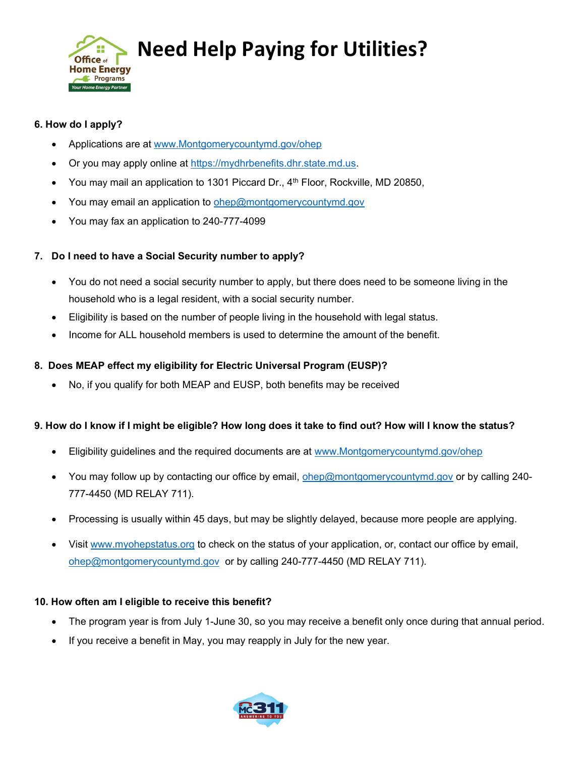# Need Help Paying for Utilities?

**6. How do I apply?**

- Applications are at www.Montgomerycountymd.gov/ohep
- Or you may apply online at https://mydhrbenefits.dhr.state.md.us.
- You may mail an application to 1301 Piccard Dr., 4th Floor, Rockville, MD 20850,
- You may email an application to ohep@montgomerycountymd.gov
- You may fax an application to 240-777-4099

**7. Do I need to have a Social Security number to apply?**

- You do not need a social security number to apply, but there does need to be someone living in the household who is a legal resident, with a social security number.
- Eligibility is based on the number of people living in the household with legal status.
- Income for ALL household members is used to determine the amount of the benefit.

**8. Does MEAP effect my eligibility for Electric Universal Program (EUSP)?**

- No, if you qualify for both MEAP and EUSP, both benefits may be received

**9. How do I know if I might be eligible? How long does it take to find out? How will I know the status?**

- Eligibility guidelines and the required documents are at www.Montgomerycountymd.gov/ohep
- You may follow up by contacting our office by email, ohep@montgomerycountymd.gov or by calling 240-777-4450 (MD RELAY 711).
- Processing is usually within 45 days, but may be slightly delayed, because more people are applying.
- Visit www.myohepstatus.org to check on the status of your application, or, contact our office by email, ohep@montgomerycountymd.gov or by calling 240-777-4450 (MD RELAY 711).

**10. How often am I eligible to receive this benefit?**

- The program year is from July 1-June 30, so you may receive a benefit only once during that annual period.
- If you receive a benefit in May, you may reapply in July for the new year.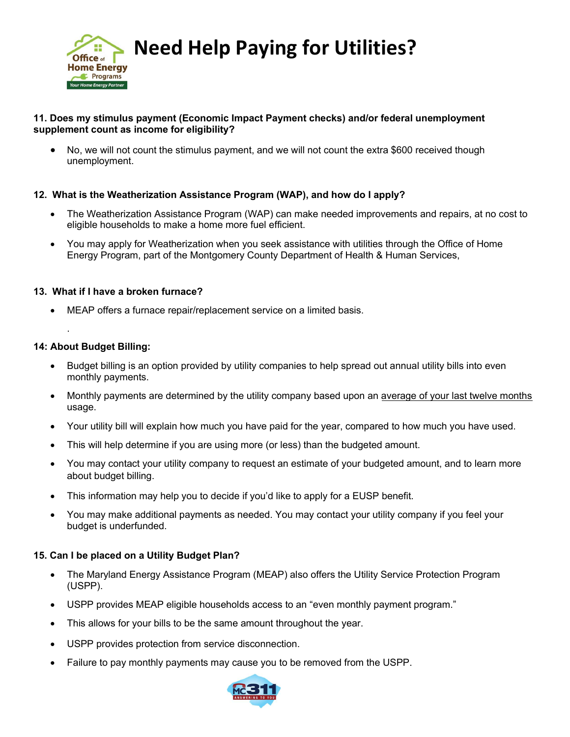# Need Help Paying for Utilities?

**11. Does my stimulus payment (Economic Impact Payment checks) and/or federal unemployment supplement count as income for eligibility?**

- No, we will not count the stimulus payment, and we will not count the extra $600 received though unemployment.

**12. What is the Weatherization Assistance Program (WAP), and how do I apply?**

- The Weatherization Assistance Program (WAP) can make needed improvements and repairs, at no cost to eligible households to make a home more fuel efficient.
- You may apply for Weatherization when you seek assistance with utilities through the Office of Home Energy Program, part of the Montgomery County Department of Health & Human Services,

**13. What if I have a broken furnace?**

- MEAP offers a furnace repair/replacement service on a limited basis.

.

**14: About Budget Billing:**

- Budget billing is an option provided by utility companies to help spread out annual utility bills into even monthly payments.
- Monthly payments are determined by the utility company based upon an average of your last twelve months usage.
- Your utility bill will explain how much you have paid for the year, compared to how much you have used.
- This will help determine if you are using more (or less) than the budgeted amount.
- You may contact your utility company to request an estimate of your budgeted amount, and to learn more about budget billing.
- This information may help you to decide if you'd like to apply for a EUSP benefit.
- You may make additional payments as needed. You may contact your utility company if you feel your budget is underfunded.

**15. Can I be placed on a Utility Budget Plan?**

- The Maryland Energy Assistance Program (MEAP) also offers the Utility Service Protection Program (USPP).
- USPP provides MEAP eligible households access to an "even monthly payment program."
- This allows for your bills to be the same amount throughout the year.
- USPP provides protection from service disconnection.
- Failure to pay monthly payments may cause you to be removed from the USPP.